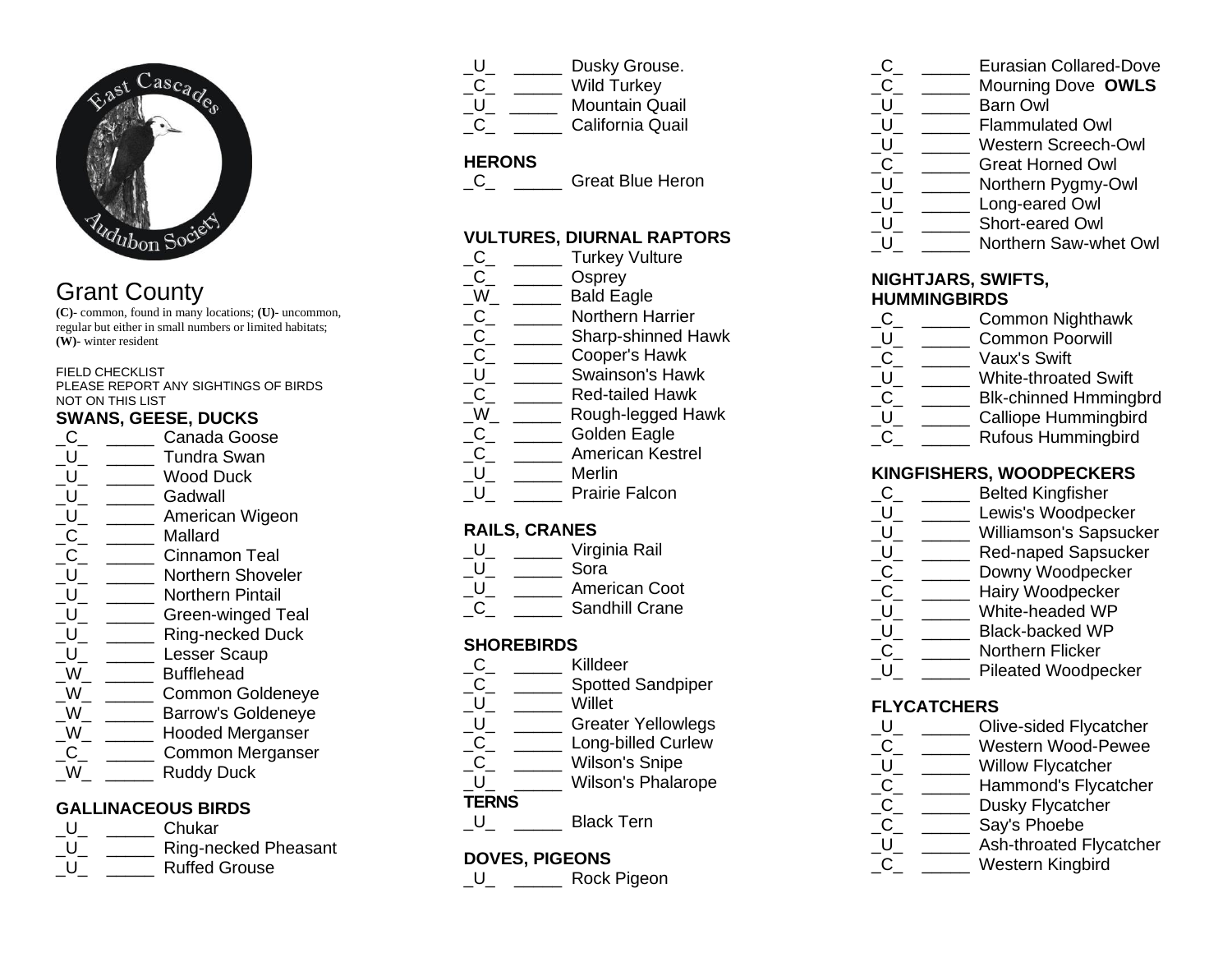# Grant County

**(C)**- common, found in many locations; **(U)**- uncommon, regular but either in small numbers or limited habitats; **(W)**- winter resident

FIELD CHECKLIST
PLEASE REPORT ANY SIGHTINGS OF BIRDS NOT ON THIS LIST

## SWANS, GEESE, DUCKS

_C_ _____ Canada Goose
_U_ _____ Tundra Swan
_U_ _____ Wood Duck
_U_ _____ Gadwall
_U_ _____ American Wigeon
_C_ _____ Mallard
_C_ _____ Cinnamon Teal
_U_ _____ Northern Shoveler
_U_ _____ Northern Pintail
_U_ _____ Green-winged Teal
_U_ _____ Ring-necked Duck
_U_ _____ Lesser Scaup
_W_ _____ Bufflehead
_W_ _____ Common Goldeneye
_W_ _____ Barrow's Goldeneye
_W_ _____ Hooded Merganser
_C_ _____ Common Merganser
_W_ _____ Ruddy Duck

## GALLINACEOUS BIRDS

_U_ _____ Chukar
_U_ _____ Ring-necked Pheasant
_U_ _____ Ruffed Grouse
_U_ _____ Dusky Grouse.
_C_ _____ Wild Turkey
_U_ _____ Mountain Quail
_C_ _____ California Quail

## HERONS

_C_ _____ Great Blue Heron

## VULTURES, DIURNAL RAPTORS

_C_ _____ Turkey Vulture
_C_ _____ Osprey
_W_ _____ Bald Eagle
_C_ _____ Northern Harrier
_C_ _____ Sharp-shinned Hawk
_C_ _____ Cooper's Hawk
_U_ _____ Swainson's Hawk
_C_ _____ Red-tailed Hawk
_W_ _____ Rough-legged Hawk
_C_ _____ Golden Eagle
_C_ _____ American Kestrel
_U_ _____ Merlin
_U_ _____ Prairie Falcon

## RAILS, CRANES

_U_ _____ Virginia Rail
_U_ _____ Sora
_U_ _____ American Coot
_C_ _____ Sandhill Crane

## SHOREBIRDS

_C_ _____ Killdeer
_C_ _____ Spotted Sandpiper
_U_ _____ Willet
_U_ _____ Greater Yellowlegs
_C_ _____ Long-billed Curlew
_C_ _____ Wilson's Snipe
_U_ _____ Wilson's Phalarope

## TERNS

_U_ _____ Black Tern

## DOVES, PIGEONS

_U_ _____ Rock Pigeon
_C_ _____ Eurasian Collared-Dove
_C_ _____ Mourning Dove

## OWLS

_U_ _____ Barn Owl
_U_ _____ Flammulated Owl
_U_ _____ Western Screech-Owl
_C_ _____ Great Horned Owl
_U_ _____ Northern Pygmy-Owl
_U_ _____ Long-eared Owl
_U_ _____ Short-eared Owl
_U_ _____ Northern Saw-whet Owl

## NIGHTJARS, SWIFTS, HUMMINGBIRDS

_C_ _____ Common Nighthawk
_U_ _____ Common Poorwill
_C_ _____ Vaux's Swift
_U_ _____ White-throated Swift
_C_ _____ Blk-chinned Hmmingbrd
_U_ _____ Calliope Hummingbird
_C_ _____ Rufous Hummingbird

## KINGFISHERS, WOODPECKERS

_C_ _____ Belted Kingfisher
_U_ _____ Lewis's Woodpecker
_U_ _____ Williamson's Sapsucker
_U_ _____ Red-naped Sapsucker
_C_ _____ Downy Woodpecker
_C_ _____ Hairy Woodpecker
_U_ _____ White-headed WP
_U_ _____ Black-backed WP
_C_ _____ Northern Flicker
_U_ _____ Pileated Woodpecker

## FLYCATCHERS

_U_ _____ Olive-sided Flycatcher
_C_ _____ Western Wood-Pewee
_U_ _____ Willow Flycatcher
_C_ _____ Hammond's Flycatcher
_C_ _____ Dusky Flycatcher
_C_ _____ Say's Phoebe
_U_ _____ Ash-throated Flycatcher
_C_ _____ Western Kingbird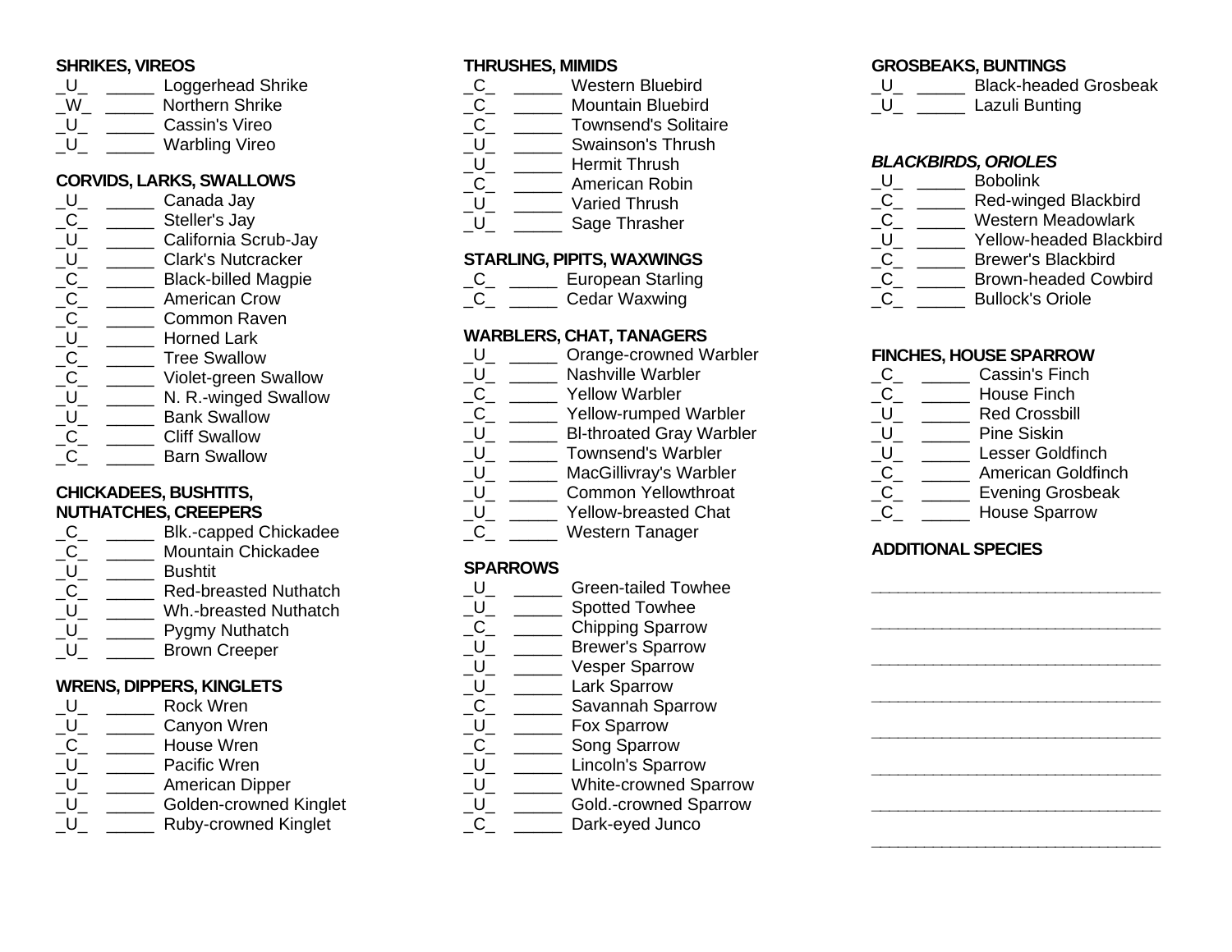**SHRIKES, VIREOS**

_U_ _____ Loggerhead Shrike
_W_ _____ Northern Shrike
_U_ _____ Cassin's Vireo
_U_ _____ Warbling Vireo

**CORVIDS, LARKS, SWALLOWS**

_U_ _____ Canada Jay
_C_ _____ Steller's Jay
_U_ _____ California Scrub-Jay
_U_ _____ Clark's Nutcracker
_C_ _____ Black-billed Magpie
_C_ _____ American Crow
_C_ _____ Common Raven
_U_ _____ Horned Lark
_C_ _____ Tree Swallow
_C_ _____ Violet-green Swallow
_U_ _____ N. R.-winged Swallow
_U_ _____ Bank Swallow
_C_ _____ Cliff Swallow
_C_ _____ Barn Swallow

**CHICKADEES, BUSHTITS, NUTHATCHES, CREEPERS**

_C_ _____ Blk.-capped Chickadee
_C_ _____ Mountain Chickadee
_U_ _____ Bushtit
_C_ _____ Red-breasted Nuthatch
_U_ _____ Wh.-breasted Nuthatch
_U_ _____ Pygmy Nuthatch
_U_ _____ Brown Creeper

**WRENS, DIPPERS, KINGLETS**

_U_ _____ Rock Wren
_U_ _____ Canyon Wren
_C_ _____ House Wren
_U_ _____ Pacific Wren
_U_ _____ American Dipper
_U_ _____ Golden-crowned Kinglet
_U_ _____ Ruby-crowned Kinglet

**THRUSHES, MIMIDS**

_C_ _____ Western Bluebird
_C_ _____ Mountain Bluebird
_C_ _____ Townsend's Solitaire
_U_ _____ Swainson's Thrush
_U_ _____ Hermit Thrush
_C_ _____ American Robin
_U_ _____ Varied Thrush
_U_ _____ Sage Thrasher

**STARLING, PIPITS, WAXWINGS**

_C_ _____ European Starling
_C_ _____ Cedar Waxwing

**WARBLERS, CHAT, TANAGERS**

_U_ _____ Orange-crowned Warbler
_U_ _____ Nashville Warbler
_C_ _____ Yellow Warbler
_C_ _____ Yellow-rumped Warbler
_U_ _____ Bl-throated Gray Warbler
_U_ _____ Townsend's Warbler
_U_ _____ MacGillivray's Warbler
_U_ _____ Common Yellowthroat
_U_ _____ Yellow-breasted Chat
_C_ _____ Western Tanager

**SPARROWS**

_U_ _____ Green-tailed Towhee
_U_ _____ Spotted Towhee
_C_ _____ Chipping Sparrow
_U_ _____ Brewer's Sparrow
_U_ _____ Vesper Sparrow
_U_ _____ Lark Sparrow
_C_ _____ Savannah Sparrow
_U_ _____ Fox Sparrow
_C_ _____ Song Sparrow
_U_ _____ Lincoln's Sparrow
_U_ _____ White-crowned Sparrow
_U_ _____ Gold.-crowned Sparrow
_C_ _____ Dark-eyed Junco

**GROSBEAKS, BUNTINGS**

_U_ _____ Black-headed Grosbeak
_U_ _____ Lazuli Bunting

***BLACKBIRDS, ORIOLES***

_U_ _____ Bobolink
_C_ _____ Red-winged Blackbird
_C_ _____ Western Meadowlark
_U_ _____ Yellow-headed Blackbird
_C_ _____ Brewer's Blackbird
_C_ _____ Brown-headed Cowbird
_C_ _____ Bullock's Oriole

**FINCHES, HOUSE SPARROW**

_C_ _____ Cassin's Finch
_C_ _____ House Finch
_U_ _____ Red Crossbill
_U_ _____ Pine Siskin
_U_ _____ Lesser Goldfinch
_C_ _____ American Goldfinch
_C_ _____ Evening Grosbeak
_C_ _____ House Sparrow

**ADDITIONAL SPECIES**

_______________________________
_______________________________
_______________________________
_______________________________
_______________________________
_______________________________
_______________________________
_______________________________